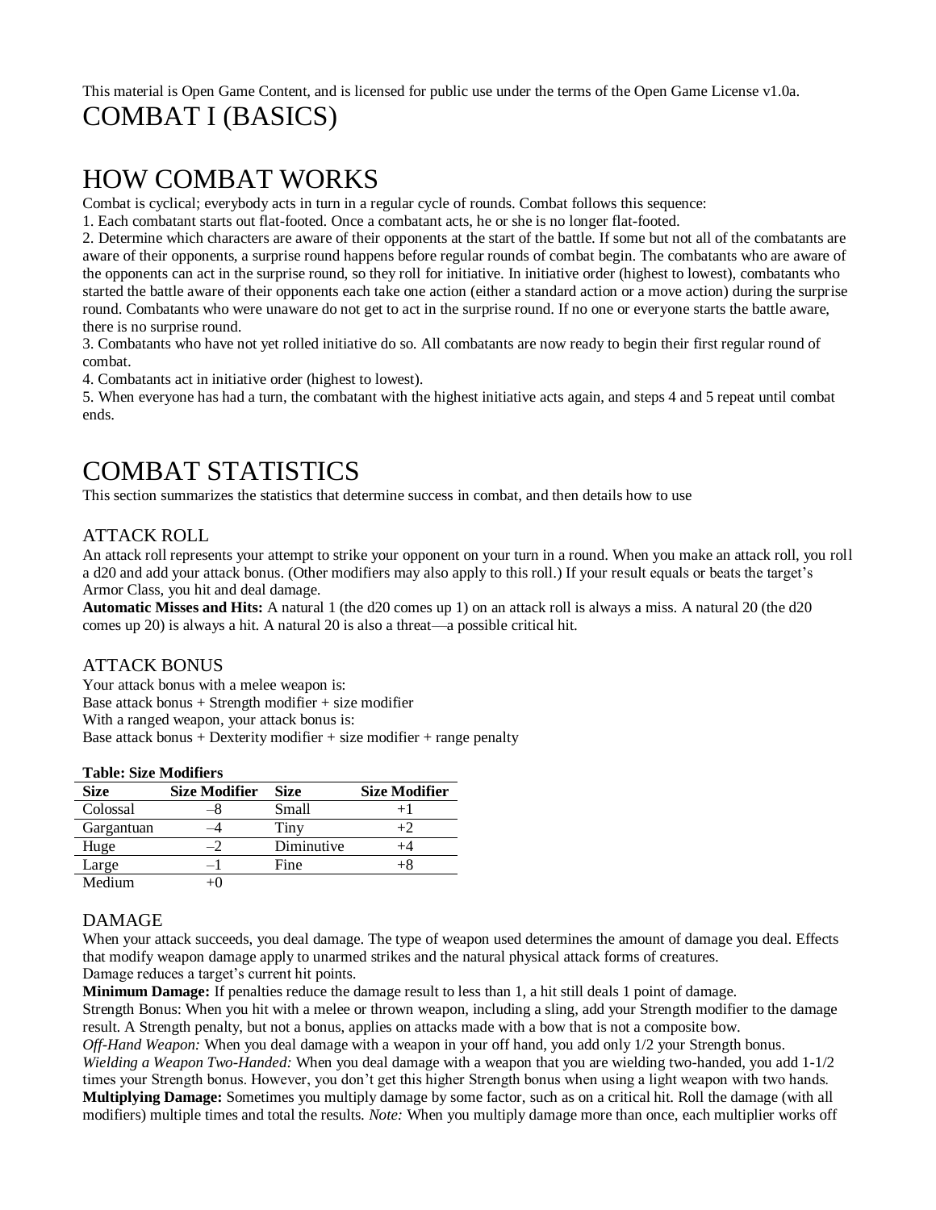This material is Open Game Content, and is licensed for public use under the terms of the Open Game License v1.0a.

# COMBAT I (BASICS)

# HOW COMBAT WORKS

Combat is cyclical; everybody acts in turn in a regular cycle of rounds. Combat follows this sequence:

1. Each combatant starts out flat-footed. Once a combatant acts, he or she is no longer flat-footed.
2. Determine which characters are aware of their opponents at the start of the battle. If some but not all of the combatants are aware of their opponents, a surprise round happens before regular rounds of combat begin. The combatants who are aware of the opponents can act in the surprise round, so they roll for initiative. In initiative order (highest to lowest), combatants who started the battle aware of their opponents each take one action (either a standard action or a move action) during the surprise round. Combatants who were unaware do not get to act in the surprise round. If no one or everyone starts the battle aware, there is no surprise round.
3. Combatants who have not yet rolled initiative do so. All combatants are now ready to begin their first regular round of combat.
4. Combatants act in initiative order (highest to lowest).
5. When everyone has had a turn, the combatant with the highest initiative acts again, and steps 4 and 5 repeat until combat ends.

# COMBAT STATISTICS

This section summarizes the statistics that determine success in combat, and then details how to use

## ATTACK ROLL

An attack roll represents your attempt to strike your opponent on your turn in a round. When you make an attack roll, you roll a d20 and add your attack bonus. (Other modifiers may also apply to this roll.) If your result equals or beats the target's Armor Class, you hit and deal damage.

**Automatic Misses and Hits:** A natural 1 (the d20 comes up 1) on an attack roll is always a miss. A natural 20 (the d20 comes up 20) is always a hit. A natural 20 is also a threat—a possible critical hit.

## ATTACK BONUS

Your attack bonus with a melee weapon is:

Base attack bonus + Strength modifier + size modifier

With a ranged weapon, your attack bonus is:

Base attack bonus + Dexterity modifier + size modifier + range penalty

**Table: Size Modifiers**

| Size | Size Modifier | Size | Size Modifier |
|---|---|---|---|
| Colossal | –8 | Small | +1 |
| Gargantuan | –4 | Tiny | +2 |
| Huge | –2 | Diminutive | +4 |
| Large | –1 | Fine | +8 |
| Medium | +0 | | |

## DAMAGE

When your attack succeeds, you deal damage. The type of weapon used determines the amount of damage you deal. Effects that modify weapon damage apply to unarmed strikes and the natural physical attack forms of creatures.

Damage reduces a target's current hit points.

**Minimum Damage:** If penalties reduce the damage result to less than 1, a hit still deals 1 point of damage.

Strength Bonus: When you hit with a melee or thrown weapon, including a sling, add your Strength modifier to the damage result. A Strength penalty, but not a bonus, applies on attacks made with a bow that is not a composite bow.

*Off-Hand Weapon:* When you deal damage with a weapon in your off hand, you add only 1/2 your Strength bonus.

*Wielding a Weapon Two-Handed:* When you deal damage with a weapon that you are wielding two-handed, you add 1-1/2 times your Strength bonus. However, you don't get this higher Strength bonus when using a light weapon with two hands.

**Multiplying Damage:** Sometimes you multiply damage by some factor, such as on a critical hit. Roll the damage (with all modifiers) multiple times and total the results. *Note:* When you multiply damage more than once, each multiplier works off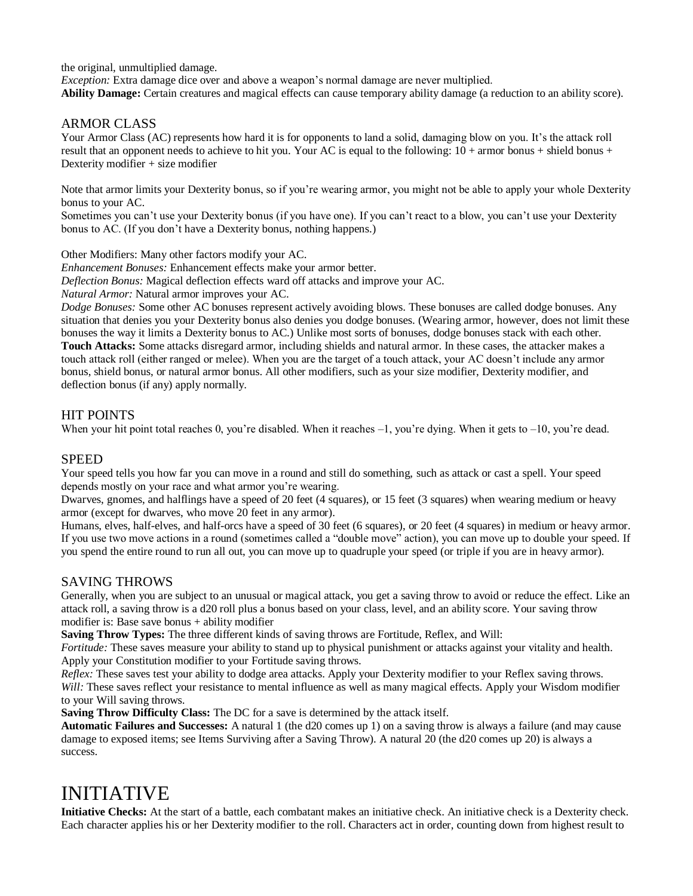the original, unmultiplied damage.
*Exception:* Extra damage dice over and above a weapon's normal damage are never multiplied.
**Ability Damage:** Certain creatures and magical effects can cause temporary ability damage (a reduction to an ability score).

## ARMOR CLASS

Your Armor Class (AC) represents how hard it is for opponents to land a solid, damaging blow on you. It's the attack roll result that an opponent needs to achieve to hit you. Your AC is equal to the following: 10 + armor bonus + shield bonus + Dexterity modifier + size modifier

Note that armor limits your Dexterity bonus, so if you're wearing armor, you might not be able to apply your whole Dexterity bonus to your AC.
Sometimes you can't use your Dexterity bonus (if you have one). If you can't react to a blow, you can't use your Dexterity bonus to AC. (If you don't have a Dexterity bonus, nothing happens.)

Other Modifiers: Many other factors modify your AC.
*Enhancement Bonuses:* Enhancement effects make your armor better.
*Deflection Bonus:* Magical deflection effects ward off attacks and improve your AC.
*Natural Armor:* Natural armor improves your AC.
*Dodge Bonuses:* Some other AC bonuses represent actively avoiding blows. These bonuses are called dodge bonuses. Any situation that denies you your Dexterity bonus also denies you dodge bonuses. (Wearing armor, however, does not limit these bonuses the way it limits a Dexterity bonus to AC.) Unlike most sorts of bonuses, dodge bonuses stack with each other.
**Touch Attacks:** Some attacks disregard armor, including shields and natural armor. In these cases, the attacker makes a touch attack roll (either ranged or melee). When you are the target of a touch attack, your AC doesn't include any armor bonus, shield bonus, or natural armor bonus. All other modifiers, such as your size modifier, Dexterity modifier, and deflection bonus (if any) apply normally.

## HIT POINTS

When your hit point total reaches 0, you're disabled. When it reaches –1, you're dying. When it gets to –10, you're dead.

## SPEED

Your speed tells you how far you can move in a round and still do something, such as attack or cast a spell. Your speed depends mostly on your race and what armor you're wearing.
Dwarves, gnomes, and halflings have a speed of 20 feet (4 squares), or 15 feet (3 squares) when wearing medium or heavy armor (except for dwarves, who move 20 feet in any armor).
Humans, elves, half-elves, and half-orcs have a speed of 30 feet (6 squares), or 20 feet (4 squares) in medium or heavy armor.
If you use two move actions in a round (sometimes called a "double move" action), you can move up to double your speed. If you spend the entire round to run all out, you can move up to quadruple your speed (or triple if you are in heavy armor).

## SAVING THROWS

Generally, when you are subject to an unusual or magical attack, you get a saving throw to avoid or reduce the effect. Like an attack roll, a saving throw is a d20 roll plus a bonus based on your class, level, and an ability score. Your saving throw modifier is: Base save bonus + ability modifier
**Saving Throw Types:** The three different kinds of saving throws are Fortitude, Reflex, and Will:
*Fortitude:* These saves measure your ability to stand up to physical punishment or attacks against your vitality and health. Apply your Constitution modifier to your Fortitude saving throws.
*Reflex:* These saves test your ability to dodge area attacks. Apply your Dexterity modifier to your Reflex saving throws.
*Will:* These saves reflect your resistance to mental influence as well as many magical effects. Apply your Wisdom modifier to your Will saving throws.
**Saving Throw Difficulty Class:** The DC for a save is determined by the attack itself.
**Automatic Failures and Successes:** A natural 1 (the d20 comes up 1) on a saving throw is always a failure (and may cause damage to exposed items; see Items Surviving after a Saving Throw). A natural 20 (the d20 comes up 20) is always a success.

# INITIATIVE

**Initiative Checks:** At the start of a battle, each combatant makes an initiative check. An initiative check is a Dexterity check. Each character applies his or her Dexterity modifier to the roll. Characters act in order, counting down from highest result to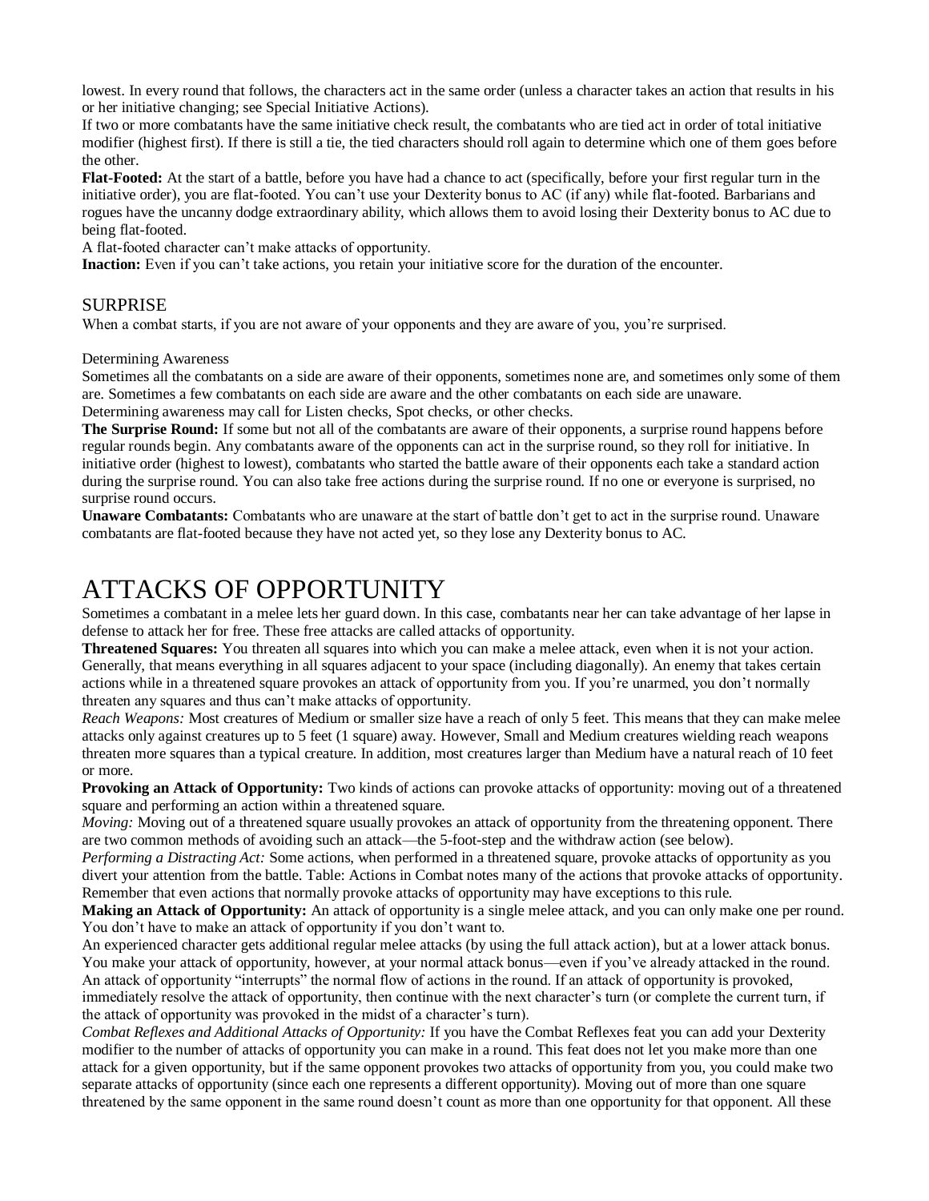lowest. In every round that follows, the characters act in the same order (unless a character takes an action that results in his or her initiative changing; see Special Initiative Actions).

If two or more combatants have the same initiative check result, the combatants who are tied act in order of total initiative modifier (highest first). If there is still a tie, the tied characters should roll again to determine which one of them goes before the other.

**Flat-Footed:** At the start of a battle, before you have had a chance to act (specifically, before your first regular turn in the initiative order), you are flat-footed. You can't use your Dexterity bonus to AC (if any) while flat-footed. Barbarians and rogues have the uncanny dodge extraordinary ability, which allows them to avoid losing their Dexterity bonus to AC due to being flat-footed.

A flat-footed character can't make attacks of opportunity.

**Inaction:** Even if you can't take actions, you retain your initiative score for the duration of the encounter.

## SURPRISE

When a combat starts, if you are not aware of your opponents and they are aware of you, you're surprised.

### Determining Awareness

Sometimes all the combatants on a side are aware of their opponents, sometimes none are, and sometimes only some of them are. Sometimes a few combatants on each side are aware and the other combatants on each side are unaware.

Determining awareness may call for Listen checks, Spot checks, or other checks.

**The Surprise Round:** If some but not all of the combatants are aware of their opponents, a surprise round happens before regular rounds begin. Any combatants aware of the opponents can act in the surprise round, so they roll for initiative. In initiative order (highest to lowest), combatants who started the battle aware of their opponents each take a standard action during the surprise round. You can also take free actions during the surprise round. If no one or everyone is surprised, no surprise round occurs.

**Unaware Combatants:** Combatants who are unaware at the start of battle don't get to act in the surprise round. Unaware combatants are flat-footed because they have not acted yet, so they lose any Dexterity bonus to AC.

# ATTACKS OF OPPORTUNITY

Sometimes a combatant in a melee lets her guard down. In this case, combatants near her can take advantage of her lapse in defense to attack her for free. These free attacks are called attacks of opportunity.

**Threatened Squares:** You threaten all squares into which you can make a melee attack, even when it is not your action. Generally, that means everything in all squares adjacent to your space (including diagonally). An enemy that takes certain actions while in a threatened square provokes an attack of opportunity from you. If you're unarmed, you don't normally threaten any squares and thus can't make attacks of opportunity.

*Reach Weapons:* Most creatures of Medium or smaller size have a reach of only 5 feet. This means that they can make melee attacks only against creatures up to 5 feet (1 square) away. However, Small and Medium creatures wielding reach weapons threaten more squares than a typical creature. In addition, most creatures larger than Medium have a natural reach of 10 feet or more.

**Provoking an Attack of Opportunity:** Two kinds of actions can provoke attacks of opportunity: moving out of a threatened square and performing an action within a threatened square.

*Moving:* Moving out of a threatened square usually provokes an attack of opportunity from the threatening opponent. There are two common methods of avoiding such an attack—the 5-foot-step and the withdraw action (see below).

*Performing a Distracting Act:* Some actions, when performed in a threatened square, provoke attacks of opportunity as you divert your attention from the battle. Table: Actions in Combat notes many of the actions that provoke attacks of opportunity. Remember that even actions that normally provoke attacks of opportunity may have exceptions to this rule.

**Making an Attack of Opportunity:** An attack of opportunity is a single melee attack, and you can only make one per round. You don't have to make an attack of opportunity if you don't want to.

An experienced character gets additional regular melee attacks (by using the full attack action), but at a lower attack bonus. You make your attack of opportunity, however, at your normal attack bonus—even if you've already attacked in the round.

An attack of opportunity "interrupts" the normal flow of actions in the round. If an attack of opportunity is provoked, immediately resolve the attack of opportunity, then continue with the next character's turn (or complete the current turn, if the attack of opportunity was provoked in the midst of a character's turn).

*Combat Reflexes and Additional Attacks of Opportunity:* If you have the Combat Reflexes feat you can add your Dexterity modifier to the number of attacks of opportunity you can make in a round. This feat does not let you make more than one attack for a given opportunity, but if the same opponent provokes two attacks of opportunity from you, you could make two separate attacks of opportunity (since each one represents a different opportunity). Moving out of more than one square threatened by the same opponent in the same round doesn't count as more than one opportunity for that opponent. All these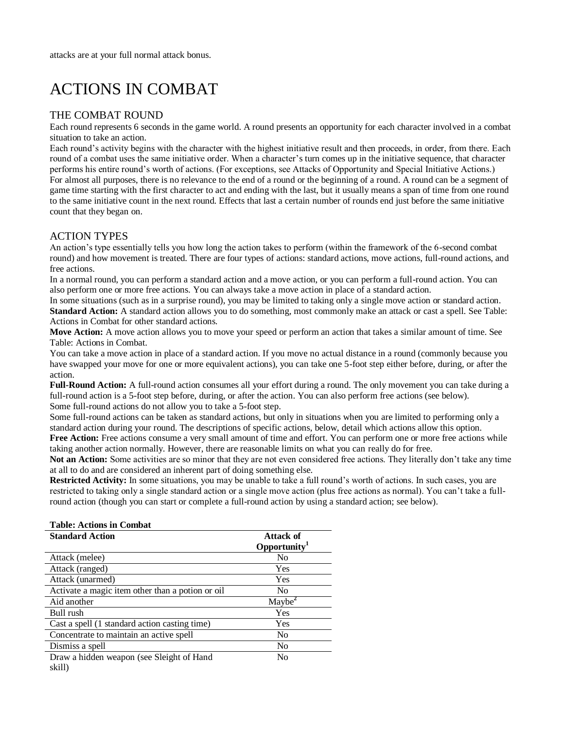attacks are at your full normal attack bonus.

# ACTIONS IN COMBAT

## THE COMBAT ROUND

Each round represents 6 seconds in the game world. A round presents an opportunity for each character involved in a combat situation to take an action.

Each round's activity begins with the character with the highest initiative result and then proceeds, in order, from there. Each round of a combat uses the same initiative order. When a character's turn comes up in the initiative sequence, that character performs his entire round's worth of actions. (For exceptions, see Attacks of Opportunity and Special Initiative Actions.)

For almost all purposes, there is no relevance to the end of a round or the beginning of a round. A round can be a segment of game time starting with the first character to act and ending with the last, but it usually means a span of time from one round to the same initiative count in the next round. Effects that last a certain number of rounds end just before the same initiative count that they began on.

## ACTION TYPES

An action's type essentially tells you how long the action takes to perform (within the framework of the 6-second combat round) and how movement is treated. There are four types of actions: standard actions, move actions, full-round actions, and free actions.

In a normal round, you can perform a standard action and a move action, or you can perform a full-round action. You can also perform one or more free actions. You can always take a move action in place of a standard action.

In some situations (such as in a surprise round), you may be limited to taking only a single move action or standard action.

**Standard Action:** A standard action allows you to do something, most commonly make an attack or cast a spell. See Table: Actions in Combat for other standard actions.

**Move Action:** A move action allows you to move your speed or perform an action that takes a similar amount of time. See Table: Actions in Combat.

You can take a move action in place of a standard action. If you move no actual distance in a round (commonly because you have swapped your move for one or more equivalent actions), you can take one 5-foot step either before, during, or after the action.

**Full-Round Action:** A full-round action consumes all your effort during a round. The only movement you can take during a full-round action is a 5-foot step before, during, or after the action. You can also perform free actions (see below).

Some full-round actions do not allow you to take a 5-foot step.

Some full-round actions can be taken as standard actions, but only in situations when you are limited to performing only a standard action during your round. The descriptions of specific actions, below, detail which actions allow this option.

**Free Action:** Free actions consume a very small amount of time and effort. You can perform one or more free actions while taking another action normally. However, there are reasonable limits on what you can really do for free.

**Not an Action:** Some activities are so minor that they are not even considered free actions. They literally don't take any time at all to do and are considered an inherent part of doing something else.

**Restricted Activity:** In some situations, you may be unable to take a full round's worth of actions. In such cases, you are restricted to taking only a single standard action or a single move action (plus free actions as normal). You can't take a full-round action (though you can start or complete a full-round action by using a standard action; see below).

**Table: Actions in Combat**

| Standard Action | Attack of Opportunity[1] |
|---|---|
| Attack (melee) | No |
| Attack (ranged) | Yes |
| Attack (unarmed) | Yes |
| Activate a magic item other than a potion or oil | No |
| Aid another | Maybe[2] |
| Bull rush | Yes |
| Cast a spell (1 standard action casting time) | Yes |
| Concentrate to maintain an active spell | No |
| Dismiss a spell | No |
| Draw a hidden weapon (see Sleight of Hand skill) | No |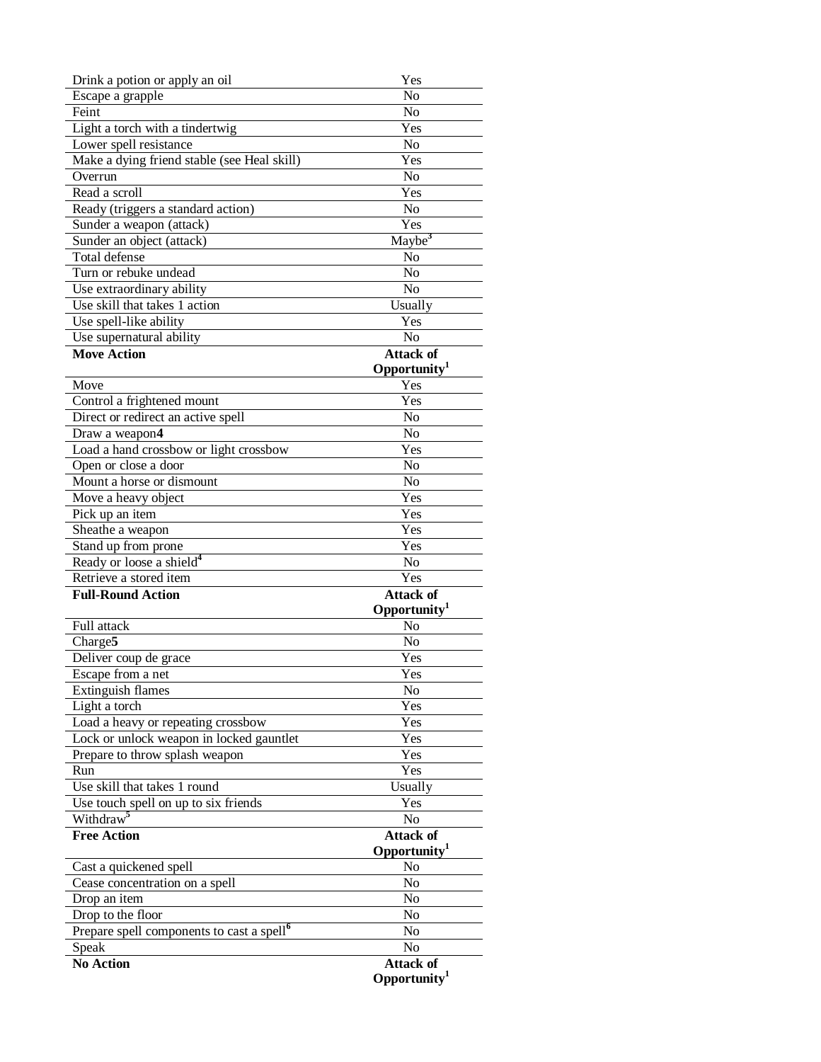| | |
|---|---|
| Drink a potion or apply an oil | Yes |
| Escape a grapple | No |
| Feint | No |
| Light a torch with a tindertwig | Yes |
| Lower spell resistance | No |
| Make a dying friend stable (see Heal skill) | Yes |
| Overrun | No |
| Read a scroll | Yes |
| Ready (triggers a standard action) | No |
| Sunder a weapon (attack) | Yes |
| Sunder an object (attack) | Maybe[3] |
| Total defense | No |
| Turn or rebuke undead | No |
| Use extraordinary ability | No |
| Use skill that takes 1 action | Usually |
| Use spell-like ability | Yes |
| Use supernatural ability | No |
| **Move Action** | **Attack of Opportunity[1]** |
| Move | Yes |
| Control a frightened mount | Yes |
| Direct or redirect an active spell | No |
| Draw a weapon**4** | No |
| Load a hand crossbow or light crossbow | Yes |
| Open or close a door | No |
| Mount a horse or dismount | No |
| Move a heavy object | Yes |
| Pick up an item | Yes |
| Sheathe a weapon | Yes |
| Stand up from prone | Yes |
| Ready or loose a shield[4] | No |
| Retrieve a stored item | Yes |
| **Full-Round Action** | **Attack of Opportunity[1]** |
| Full attack | No |
| Charge**5** | No |
| Deliver coup de grace | Yes |
| Escape from a net | Yes |
| Extinguish flames | No |
| Light a torch | Yes |
| Load a heavy or repeating crossbow | Yes |
| Lock or unlock weapon in locked gauntlet | Yes |
| Prepare to throw splash weapon | Yes |
| Run | Yes |
| Use skill that takes 1 round | Usually |
| Use touch spell on up to six friends | Yes |
| Withdraw[5] | No |
| **Free Action** | **Attack of Opportunity[1]** |
| Cast a quickened spell | No |
| Cease concentration on a spell | No |
| Drop an item | No |
| Drop to the floor | No |
| Prepare spell components to cast a spell[6] | No |
| Speak | No |
| **No Action** | **Attack of Opportunity[1]** |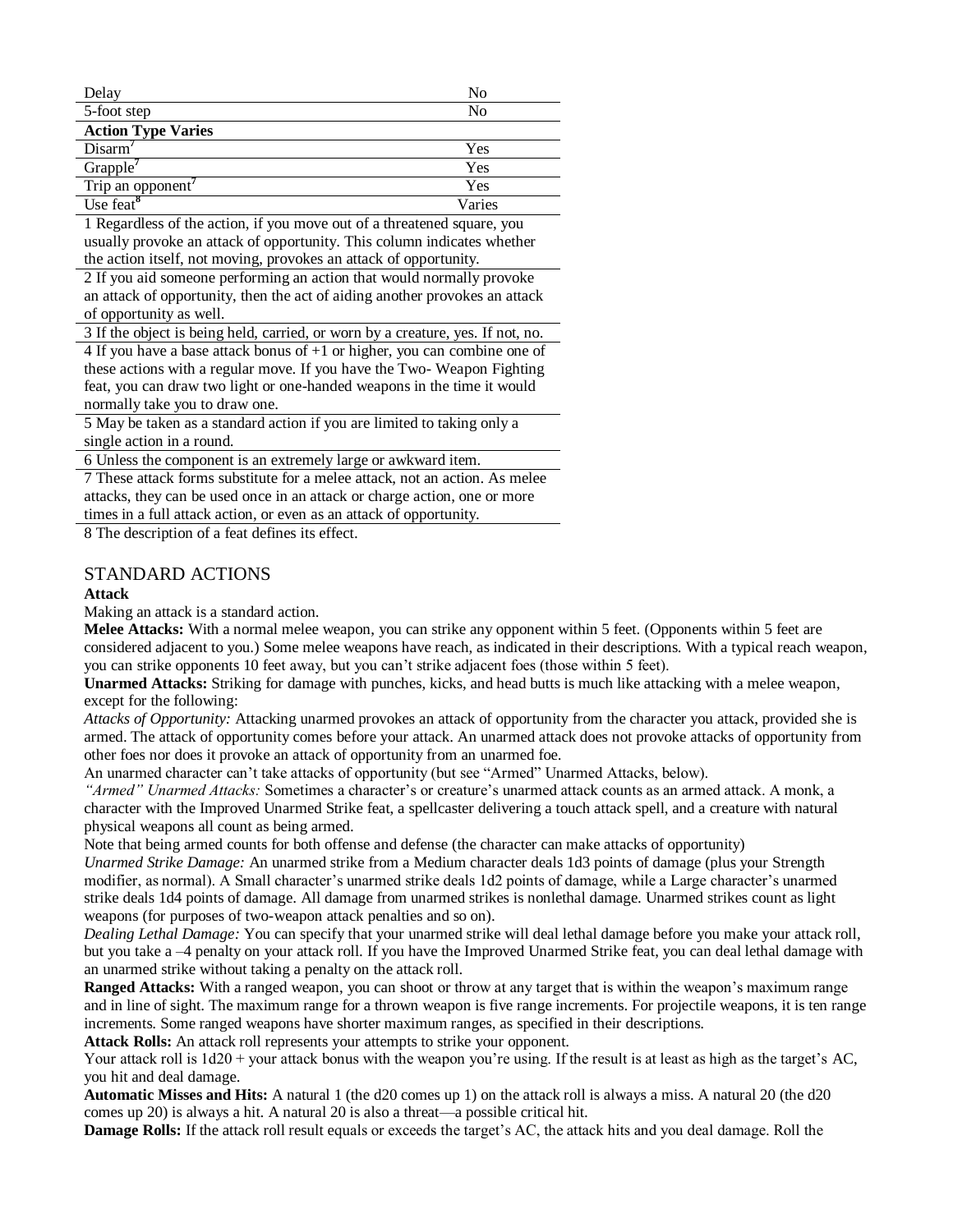| | |
|---|---|
| Delay | No |
| 5-foot step | No |
| **Action Type Varies** | |
| Disarm[7] | Yes |
| Grapple[7] | Yes |
| Trip an opponent[7] | Yes |
| Use feat[8] | Varies |

1 Regardless of the action, if you move out of a threatened square, you usually provoke an attack of opportunity. This column indicates whether the action itself, not moving, provokes an attack of opportunity.

2 If you aid someone performing an action that would normally provoke an attack of opportunity, then the act of aiding another provokes an attack of opportunity as well.

3 If the object is being held, carried, or worn by a creature, yes. If not, no.

4 If you have a base attack bonus of +1 or higher, you can combine one of these actions with a regular move. If you have the Two- Weapon Fighting feat, you can draw two light or one-handed weapons in the time it would normally take you to draw one.

5 May be taken as a standard action if you are limited to taking only a single action in a round.

6 Unless the component is an extremely large or awkward item.

7 These attack forms substitute for a melee attack, not an action. As melee attacks, they can be used once in an attack or charge action, one or more times in a full attack action, or even as an attack of opportunity.

8 The description of a feat defines its effect.

## STANDARD ACTIONS

**Attack**

Making an attack is a standard action.

**Melee Attacks:** With a normal melee weapon, you can strike any opponent within 5 feet. (Opponents within 5 feet are considered adjacent to you.) Some melee weapons have reach, as indicated in their descriptions. With a typical reach weapon, you can strike opponents 10 feet away, but you can't strike adjacent foes (those within 5 feet).

**Unarmed Attacks:** Striking for damage with punches, kicks, and head butts is much like attacking with a melee weapon, except for the following:

*Attacks of Opportunity:* Attacking unarmed provokes an attack of opportunity from the character you attack, provided she is armed. The attack of opportunity comes before your attack. An unarmed attack does not provoke attacks of opportunity from other foes nor does it provoke an attack of opportunity from an unarmed foe.

An unarmed character can't take attacks of opportunity (but see "Armed" Unarmed Attacks, below).

*"Armed" Unarmed Attacks:* Sometimes a character's or creature's unarmed attack counts as an armed attack. A monk, a character with the Improved Unarmed Strike feat, a spellcaster delivering a touch attack spell, and a creature with natural physical weapons all count as being armed.

Note that being armed counts for both offense and defense (the character can make attacks of opportunity)

*Unarmed Strike Damage:* An unarmed strike from a Medium character deals 1d3 points of damage (plus your Strength modifier, as normal). A Small character's unarmed strike deals 1d2 points of damage, while a Large character's unarmed strike deals 1d4 points of damage. All damage from unarmed strikes is nonlethal damage. Unarmed strikes count as light weapons (for purposes of two-weapon attack penalties and so on).

*Dealing Lethal Damage:* You can specify that your unarmed strike will deal lethal damage before you make your attack roll, but you take a –4 penalty on your attack roll. If you have the Improved Unarmed Strike feat, you can deal lethal damage with an unarmed strike without taking a penalty on the attack roll.

**Ranged Attacks:** With a ranged weapon, you can shoot or throw at any target that is within the weapon's maximum range and in line of sight. The maximum range for a thrown weapon is five range increments. For projectile weapons, it is ten range increments. Some ranged weapons have shorter maximum ranges, as specified in their descriptions.

**Attack Rolls:** An attack roll represents your attempts to strike your opponent.

Your attack roll is 1d20 + your attack bonus with the weapon you're using. If the result is at least as high as the target's AC, you hit and deal damage.

**Automatic Misses and Hits:** A natural 1 (the d20 comes up 1) on the attack roll is always a miss. A natural 20 (the d20 comes up 20) is always a hit. A natural 20 is also a threat—a possible critical hit.

**Damage Rolls:** If the attack roll result equals or exceeds the target's AC, the attack hits and you deal damage. Roll the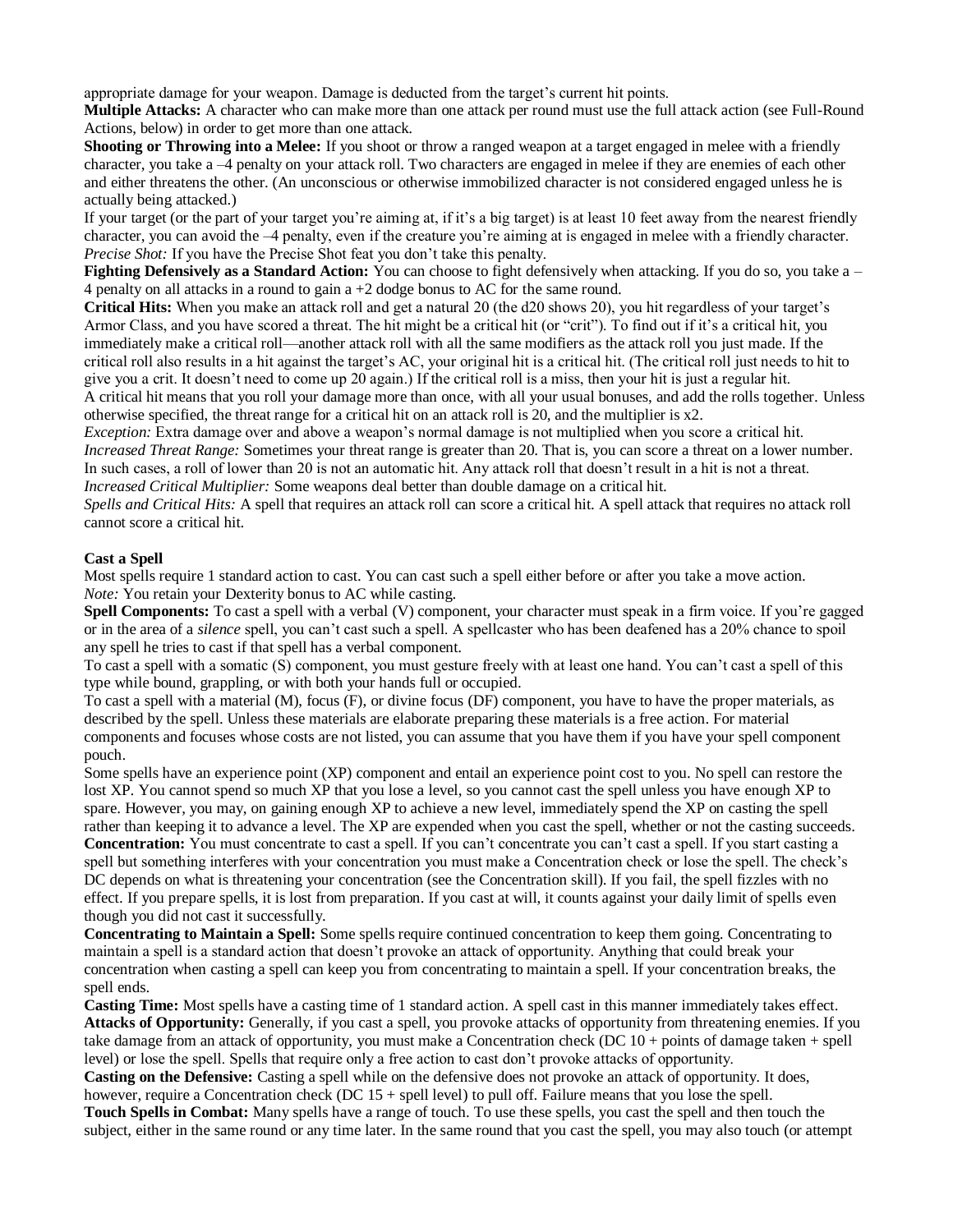appropriate damage for your weapon. Damage is deducted from the target's current hit points.

**Multiple Attacks:** A character who can make more than one attack per round must use the full attack action (see Full-Round Actions, below) in order to get more than one attack.

**Shooting or Throwing into a Melee:** If you shoot or throw a ranged weapon at a target engaged in melee with a friendly character, you take a –4 penalty on your attack roll. Two characters are engaged in melee if they are enemies of each other and either threatens the other. (An unconscious or otherwise immobilized character is not considered engaged unless he is actually being attacked.)

If your target (or the part of your target you're aiming at, if it's a big target) is at least 10 feet away from the nearest friendly character, you can avoid the –4 penalty, even if the creature you're aiming at is engaged in melee with a friendly character.

*Precise Shot:* If you have the Precise Shot feat you don't take this penalty.

**Fighting Defensively as a Standard Action:** You can choose to fight defensively when attacking. If you do so, you take a –4 penalty on all attacks in a round to gain a +2 dodge bonus to AC for the same round.

**Critical Hits:** When you make an attack roll and get a natural 20 (the d20 shows 20), you hit regardless of your target's Armor Class, and you have scored a threat. The hit might be a critical hit (or "crit"). To find out if it's a critical hit, you immediately make a critical roll—another attack roll with all the same modifiers as the attack roll you just made. If the critical roll also results in a hit against the target's AC, your original hit is a critical hit. (The critical roll just needs to hit to give you a crit. It doesn't need to come up 20 again.) If the critical roll is a miss, then your hit is just a regular hit.

A critical hit means that you roll your damage more than once, with all your usual bonuses, and add the rolls together. Unless otherwise specified, the threat range for a critical hit on an attack roll is 20, and the multiplier is x2.

*Exception:* Extra damage over and above a weapon's normal damage is not multiplied when you score a critical hit.

*Increased Threat Range:* Sometimes your threat range is greater than 20. That is, you can score a threat on a lower number. In such cases, a roll of lower than 20 is not an automatic hit. Any attack roll that doesn't result in a hit is not a threat.

*Increased Critical Multiplier:* Some weapons deal better than double damage on a critical hit.

*Spells and Critical Hits:* A spell that requires an attack roll can score a critical hit. A spell attack that requires no attack roll cannot score a critical hit.

**Cast a Spell**

Most spells require 1 standard action to cast. You can cast such a spell either before or after you take a move action.

*Note:* You retain your Dexterity bonus to AC while casting.

**Spell Components:** To cast a spell with a verbal (V) component, your character must speak in a firm voice. If you're gagged or in the area of a *silence* spell, you can't cast such a spell. A spellcaster who has been deafened has a 20% chance to spoil any spell he tries to cast if that spell has a verbal component.

To cast a spell with a somatic (S) component, you must gesture freely with at least one hand. You can't cast a spell of this type while bound, grappling, or with both your hands full or occupied.

To cast a spell with a material (M), focus (F), or divine focus (DF) component, you have to have the proper materials, as described by the spell. Unless these materials are elaborate preparing these materials is a free action. For material components and focuses whose costs are not listed, you can assume that you have them if you have your spell component pouch.

Some spells have an experience point (XP) component and entail an experience point cost to you. No spell can restore the lost XP. You cannot spend so much XP that you lose a level, so you cannot cast the spell unless you have enough XP to spare. However, you may, on gaining enough XP to achieve a new level, immediately spend the XP on casting the spell rather than keeping it to advance a level. The XP are expended when you cast the spell, whether or not the casting succeeds.

**Concentration:** You must concentrate to cast a spell. If you can't concentrate you can't cast a spell. If you start casting a spell but something interferes with your concentration you must make a Concentration check or lose the spell. The check's DC depends on what is threatening your concentration (see the Concentration skill). If you fail, the spell fizzles with no effect. If you prepare spells, it is lost from preparation. If you cast at will, it counts against your daily limit of spells even though you did not cast it successfully.

**Concentrating to Maintain a Spell:** Some spells require continued concentration to keep them going. Concentrating to maintain a spell is a standard action that doesn't provoke an attack of opportunity. Anything that could break your concentration when casting a spell can keep you from concentrating to maintain a spell. If your concentration breaks, the spell ends.

**Casting Time:** Most spells have a casting time of 1 standard action. A spell cast in this manner immediately takes effect.

**Attacks of Opportunity:** Generally, if you cast a spell, you provoke attacks of opportunity from threatening enemies. If you take damage from an attack of opportunity, you must make a Concentration check (DC 10 + points of damage taken + spell level) or lose the spell. Spells that require only a free action to cast don't provoke attacks of opportunity.

**Casting on the Defensive:** Casting a spell while on the defensive does not provoke an attack of opportunity. It does, however, require a Concentration check (DC 15 + spell level) to pull off. Failure means that you lose the spell.

**Touch Spells in Combat:** Many spells have a range of touch. To use these spells, you cast the spell and then touch the subject, either in the same round or any time later. In the same round that you cast the spell, you may also touch (or attempt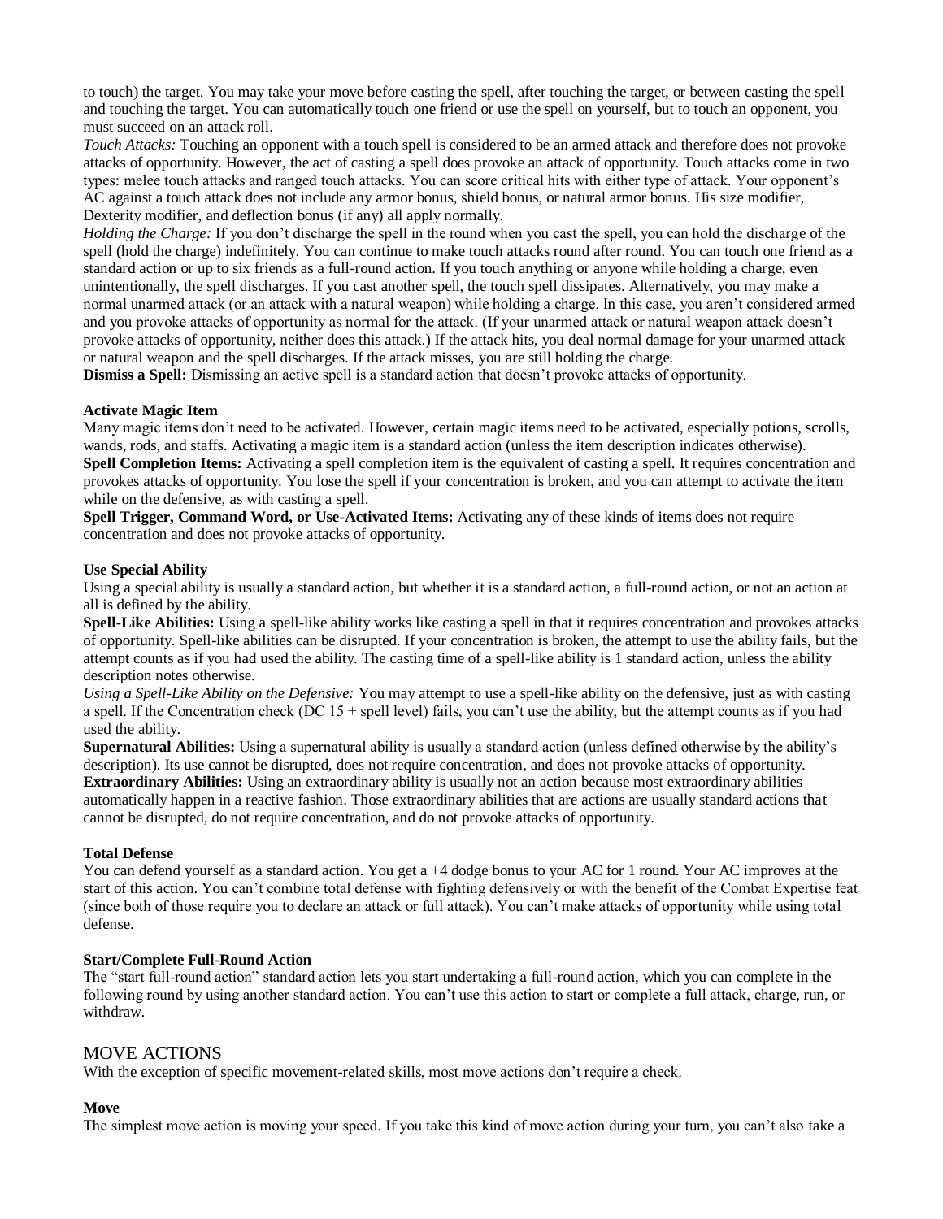to touch) the target. You may take your move before casting the spell, after touching the target, or between casting the spell and touching the target. You can automatically touch one friend or use the spell on yourself, but to touch an opponent, you must succeed on an attack roll.

*Touch Attacks:* Touching an opponent with a touch spell is considered to be an armed attack and therefore does not provoke attacks of opportunity. However, the act of casting a spell does provoke an attack of opportunity. Touch attacks come in two types: melee touch attacks and ranged touch attacks. You can score critical hits with either type of attack. Your opponent's AC against a touch attack does not include any armor bonus, shield bonus, or natural armor bonus. His size modifier, Dexterity modifier, and deflection bonus (if any) all apply normally.

*Holding the Charge:* If you don't discharge the spell in the round when you cast the spell, you can hold the discharge of the spell (hold the charge) indefinitely. You can continue to make touch attacks round after round. You can touch one friend as a standard action or up to six friends as a full-round action. If you touch anything or anyone while holding a charge, even unintentionally, the spell discharges. If you cast another spell, the touch spell dissipates. Alternatively, you may make a normal unarmed attack (or an attack with a natural weapon) while holding a charge. In this case, you aren't considered armed and you provoke attacks of opportunity as normal for the attack. (If your unarmed attack or natural weapon attack doesn't provoke attacks of opportunity, neither does this attack.) If the attack hits, you deal normal damage for your unarmed attack or natural weapon and the spell discharges. If the attack misses, you are still holding the charge.

**Dismiss a Spell:** Dismissing an active spell is a standard action that doesn't provoke attacks of opportunity.

**Activate Magic Item**

Many magic items don't need to be activated. However, certain magic items need to be activated, especially potions, scrolls, wands, rods, and staffs. Activating a magic item is a standard action (unless the item description indicates otherwise).

**Spell Completion Items:** Activating a spell completion item is the equivalent of casting a spell. It requires concentration and provokes attacks of opportunity. You lose the spell if your concentration is broken, and you can attempt to activate the item while on the defensive, as with casting a spell.

**Spell Trigger, Command Word, or Use-Activated Items:** Activating any of these kinds of items does not require concentration and does not provoke attacks of opportunity.

**Use Special Ability**

Using a special ability is usually a standard action, but whether it is a standard action, a full-round action, or not an action at all is defined by the ability.

**Spell-Like Abilities:** Using a spell-like ability works like casting a spell in that it requires concentration and provokes attacks of opportunity. Spell-like abilities can be disrupted. If your concentration is broken, the attempt to use the ability fails, but the attempt counts as if you had used the ability. The casting time of a spell-like ability is 1 standard action, unless the ability description notes otherwise.

*Using a Spell-Like Ability on the Defensive:* You may attempt to use a spell-like ability on the defensive, just as with casting a spell. If the Concentration check (DC 15 + spell level) fails, you can't use the ability, but the attempt counts as if you had used the ability.

**Supernatural Abilities:** Using a supernatural ability is usually a standard action (unless defined otherwise by the ability's description). Its use cannot be disrupted, does not require concentration, and does not provoke attacks of opportunity.

**Extraordinary Abilities:** Using an extraordinary ability is usually not an action because most extraordinary abilities automatically happen in a reactive fashion. Those extraordinary abilities that are actions are usually standard actions that cannot be disrupted, do not require concentration, and do not provoke attacks of opportunity.

**Total Defense**

You can defend yourself as a standard action. You get a +4 dodge bonus to your AC for 1 round. Your AC improves at the start of this action. You can't combine total defense with fighting defensively or with the benefit of the Combat Expertise feat (since both of those require you to declare an attack or full attack). You can't make attacks of opportunity while using total defense.

**Start/Complete Full-Round Action**

The "start full-round action" standard action lets you start undertaking a full-round action, which you can complete in the following round by using another standard action. You can't use this action to start or complete a full attack, charge, run, or withdraw.

## MOVE ACTIONS

With the exception of specific movement-related skills, most move actions don't require a check.

**Move**

The simplest move action is moving your speed. If you take this kind of move action during your turn, you can't also take a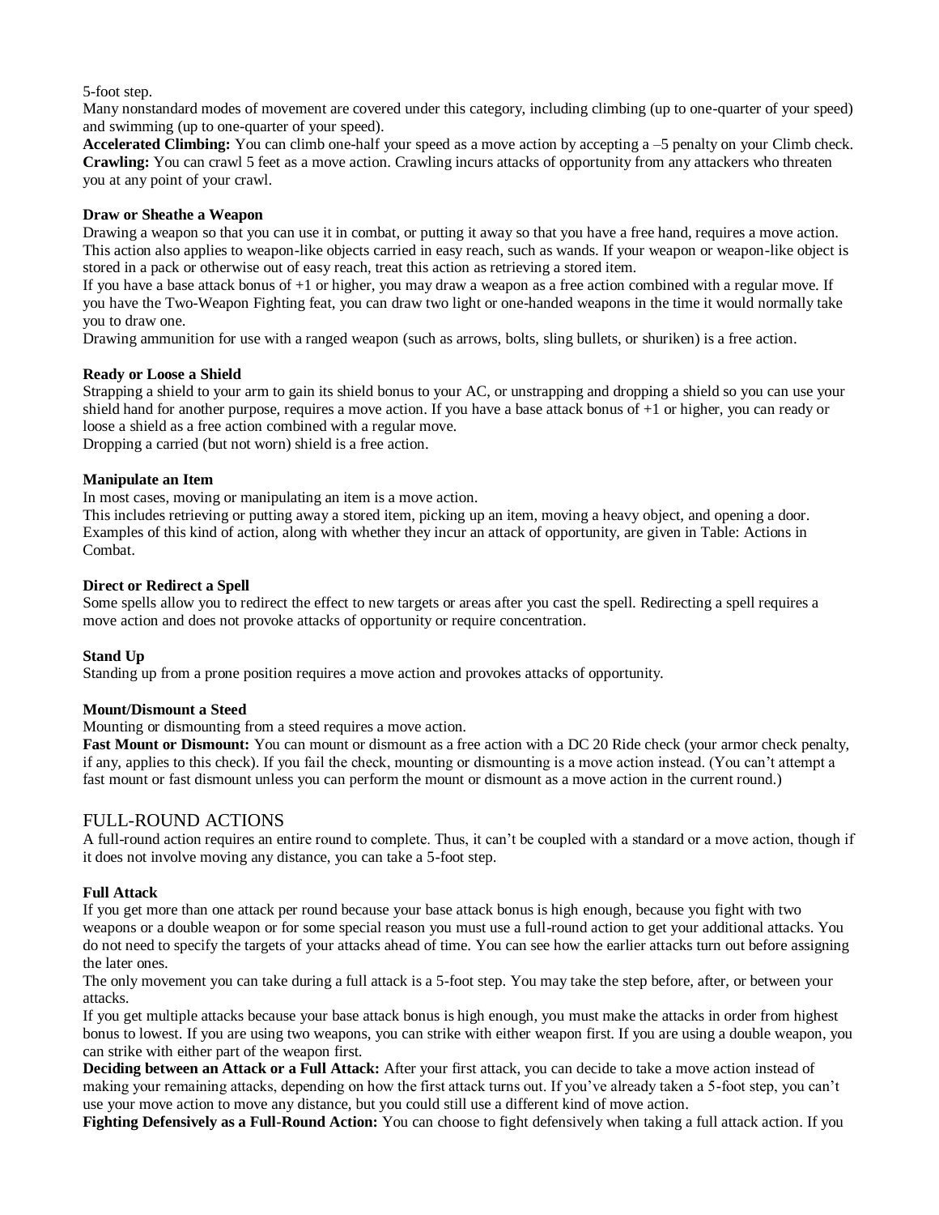5-foot step.

Many nonstandard modes of movement are covered under this category, including climbing (up to one-quarter of your speed) and swimming (up to one-quarter of your speed).

**Accelerated Climbing:** You can climb one-half your speed as a move action by accepting a –5 penalty on your Climb check.

**Crawling:** You can crawl 5 feet as a move action. Crawling incurs attacks of opportunity from any attackers who threaten you at any point of your crawl.

### Draw or Sheathe a Weapon

Drawing a weapon so that you can use it in combat, or putting it away so that you have a free hand, requires a move action. This action also applies to weapon-like objects carried in easy reach, such as wands. If your weapon or weapon-like object is stored in a pack or otherwise out of easy reach, treat this action as retrieving a stored item.

If you have a base attack bonus of +1 or higher, you may draw a weapon as a free action combined with a regular move. If you have the Two-Weapon Fighting feat, you can draw two light or one-handed weapons in the time it would normally take you to draw one.

Drawing ammunition for use with a ranged weapon (such as arrows, bolts, sling bullets, or shuriken) is a free action.

### Ready or Loose a Shield

Strapping a shield to your arm to gain its shield bonus to your AC, or unstrapping and dropping a shield so you can use your shield hand for another purpose, requires a move action. If you have a base attack bonus of +1 or higher, you can ready or loose a shield as a free action combined with a regular move.

Dropping a carried (but not worn) shield is a free action.

### Manipulate an Item

In most cases, moving or manipulating an item is a move action.

This includes retrieving or putting away a stored item, picking up an item, moving a heavy object, and opening a door. Examples of this kind of action, along with whether they incur an attack of opportunity, are given in Table: Actions in Combat.

### Direct or Redirect a Spell

Some spells allow you to redirect the effect to new targets or areas after you cast the spell. Redirecting a spell requires a move action and does not provoke attacks of opportunity or require concentration.

### Stand Up

Standing up from a prone position requires a move action and provokes attacks of opportunity.

### Mount/Dismount a Steed

Mounting or dismounting from a steed requires a move action.

**Fast Mount or Dismount:** You can mount or dismount as a free action with a DC 20 Ride check (your armor check penalty, if any, applies to this check). If you fail the check, mounting or dismounting is a move action instead. (You can't attempt a fast mount or fast dismount unless you can perform the mount or dismount as a move action in the current round.)

## FULL-ROUND ACTIONS

A full-round action requires an entire round to complete. Thus, it can't be coupled with a standard or a move action, though if it does not involve moving any distance, you can take a 5-foot step.

### Full Attack

If you get more than one attack per round because your base attack bonus is high enough, because you fight with two weapons or a double weapon or for some special reason you must use a full-round action to get your additional attacks. You do not need to specify the targets of your attacks ahead of time. You can see how the earlier attacks turn out before assigning the later ones.

The only movement you can take during a full attack is a 5-foot step. You may take the step before, after, or between your attacks.

If you get multiple attacks because your base attack bonus is high enough, you must make the attacks in order from highest bonus to lowest. If you are using two weapons, you can strike with either weapon first. If you are using a double weapon, you can strike with either part of the weapon first.

**Deciding between an Attack or a Full Attack:** After your first attack, you can decide to take a move action instead of making your remaining attacks, depending on how the first attack turns out. If you've already taken a 5-foot step, you can't use your move action to move any distance, but you could still use a different kind of move action.

**Fighting Defensively as a Full-Round Action:** You can choose to fight defensively when taking a full attack action. If you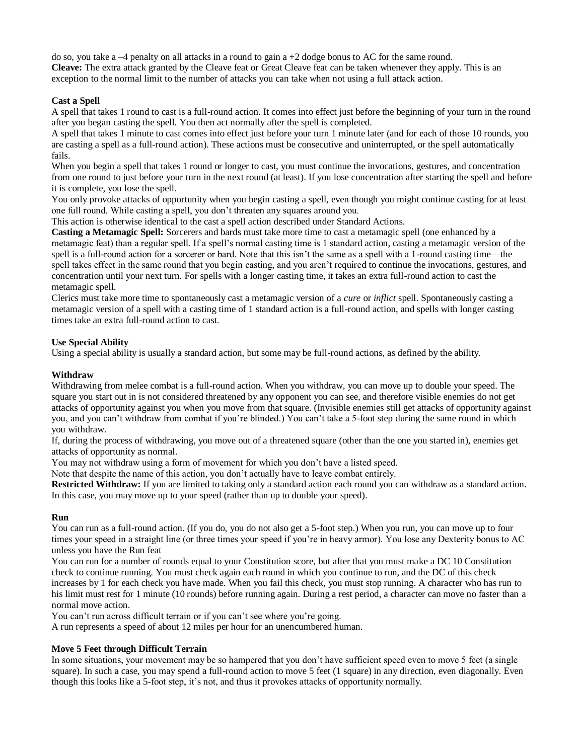do so, you take a –4 penalty on all attacks in a round to gain a +2 dodge bonus to AC for the same round.

**Cleave:** The extra attack granted by the Cleave feat or Great Cleave feat can be taken whenever they apply. This is an exception to the normal limit to the number of attacks you can take when not using a full attack action.

### Cast a Spell

A spell that takes 1 round to cast is a full-round action. It comes into effect just before the beginning of your turn in the round after you began casting the spell. You then act normally after the spell is completed.

A spell that takes 1 minute to cast comes into effect just before your turn 1 minute later (and for each of those 10 rounds, you are casting a spell as a full-round action). These actions must be consecutive and uninterrupted, or the spell automatically fails.

When you begin a spell that takes 1 round or longer to cast, you must continue the invocations, gestures, and concentration from one round to just before your turn in the next round (at least). If you lose concentration after starting the spell and before it is complete, you lose the spell.

You only provoke attacks of opportunity when you begin casting a spell, even though you might continue casting for at least one full round. While casting a spell, you don't threaten any squares around you.

This action is otherwise identical to the cast a spell action described under Standard Actions.

**Casting a Metamagic Spell:** Sorcerers and bards must take more time to cast a metamagic spell (one enhanced by a metamagic feat) than a regular spell. If a spell's normal casting time is 1 standard action, casting a metamagic version of the spell is a full-round action for a sorcerer or bard. Note that this isn't the same as a spell with a 1-round casting time—the spell takes effect in the same round that you begin casting, and you aren't required to continue the invocations, gestures, and concentration until your next turn. For spells with a longer casting time, it takes an extra full-round action to cast the metamagic spell.

Clerics must take more time to spontaneously cast a metamagic version of a *cure* or *inflict* spell. Spontaneously casting a metamagic version of a spell with a casting time of 1 standard action is a full-round action, and spells with longer casting times take an extra full-round action to cast.

### Use Special Ability

Using a special ability is usually a standard action, but some may be full-round actions, as defined by the ability.

### Withdraw

Withdrawing from melee combat is a full-round action. When you withdraw, you can move up to double your speed. The square you start out in is not considered threatened by any opponent you can see, and therefore visible enemies do not get attacks of opportunity against you when you move from that square. (Invisible enemies still get attacks of opportunity against you, and you can't withdraw from combat if you're blinded.) You can't take a 5-foot step during the same round in which you withdraw.

If, during the process of withdrawing, you move out of a threatened square (other than the one you started in), enemies get attacks of opportunity as normal.

You may not withdraw using a form of movement for which you don't have a listed speed.

Note that despite the name of this action, you don't actually have to leave combat entirely.

**Restricted Withdraw:** If you are limited to taking only a standard action each round you can withdraw as a standard action. In this case, you may move up to your speed (rather than up to double your speed).

### Run

You can run as a full-round action. (If you do, you do not also get a 5-foot step.) When you run, you can move up to four times your speed in a straight line (or three times your speed if you're in heavy armor). You lose any Dexterity bonus to AC unless you have the Run feat

You can run for a number of rounds equal to your Constitution score, but after that you must make a DC 10 Constitution check to continue running. You must check again each round in which you continue to run, and the DC of this check increases by 1 for each check you have made. When you fail this check, you must stop running. A character who has run to his limit must rest for 1 minute (10 rounds) before running again. During a rest period, a character can move no faster than a normal move action.

You can't run across difficult terrain or if you can't see where you're going.

A run represents a speed of about 12 miles per hour for an unencumbered human.

### Move 5 Feet through Difficult Terrain

In some situations, your movement may be so hampered that you don't have sufficient speed even to move 5 feet (a single square). In such a case, you may spend a full-round action to move 5 feet (1 square) in any direction, even diagonally. Even though this looks like a 5-foot step, it's not, and thus it provokes attacks of opportunity normally.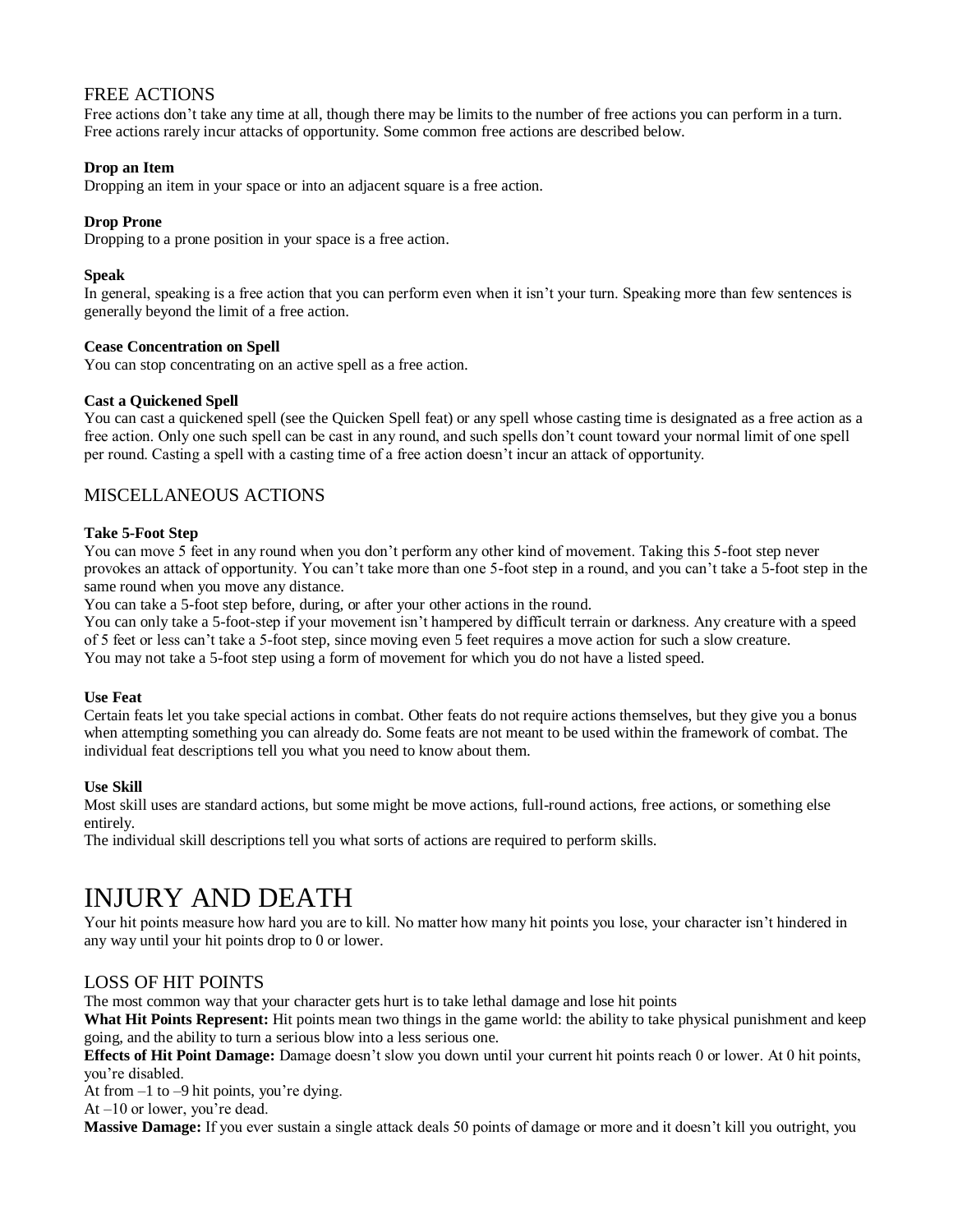## FREE ACTIONS

Free actions don't take any time at all, though there may be limits to the number of free actions you can perform in a turn. Free actions rarely incur attacks of opportunity. Some common free actions are described below.

**Drop an Item**
Dropping an item in your space or into an adjacent square is a free action.

**Drop Prone**
Dropping to a prone position in your space is a free action.

**Speak**
In general, speaking is a free action that you can perform even when it isn't your turn. Speaking more than few sentences is generally beyond the limit of a free action.

**Cease Concentration on Spell**
You can stop concentrating on an active spell as a free action.

**Cast a Quickened Spell**
You can cast a quickened spell (see the Quicken Spell feat) or any spell whose casting time is designated as a free action as a free action. Only one such spell can be cast in any round, and such spells don't count toward your normal limit of one spell per round. Casting a spell with a casting time of a free action doesn't incur an attack of opportunity.

## MISCELLANEOUS ACTIONS

**Take 5-Foot Step**
You can move 5 feet in any round when you don't perform any other kind of movement. Taking this 5-foot step never provokes an attack of opportunity. You can't take more than one 5-foot step in a round, and you can't take a 5-foot step in the same round when you move any distance.
You can take a 5-foot step before, during, or after your other actions in the round.
You can only take a 5-foot-step if your movement isn't hampered by difficult terrain or darkness. Any creature with a speed of 5 feet or less can't take a 5-foot step, since moving even 5 feet requires a move action for such a slow creature.
You may not take a 5-foot step using a form of movement for which you do not have a listed speed.

**Use Feat**
Certain feats let you take special actions in combat. Other feats do not require actions themselves, but they give you a bonus when attempting something you can already do. Some feats are not meant to be used within the framework of combat. The individual feat descriptions tell you what you need to know about them.

**Use Skill**
Most skill uses are standard actions, but some might be move actions, full-round actions, free actions, or something else entirely.
The individual skill descriptions tell you what sorts of actions are required to perform skills.

# INJURY AND DEATH

Your hit points measure how hard you are to kill. No matter how many hit points you lose, your character isn't hindered in any way until your hit points drop to 0 or lower.

## LOSS OF HIT POINTS

The most common way that your character gets hurt is to take lethal damage and lose hit points
**What Hit Points Represent:** Hit points mean two things in the game world: the ability to take physical punishment and keep going, and the ability to turn a serious blow into a less serious one.
**Effects of Hit Point Damage:** Damage doesn't slow you down until your current hit points reach 0 or lower. At 0 hit points, you're disabled.
At from –1 to –9 hit points, you're dying.
At –10 or lower, you're dead.
**Massive Damage:** If you ever sustain a single attack deals 50 points of damage or more and it doesn't kill you outright, you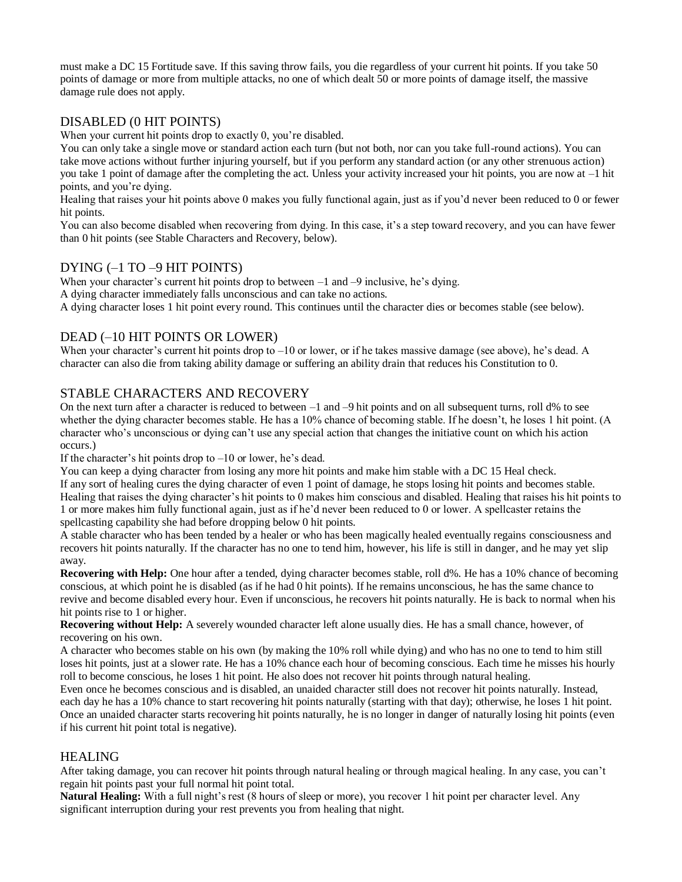must make a DC 15 Fortitude save. If this saving throw fails, you die regardless of your current hit points. If you take 50 points of damage or more from multiple attacks, no one of which dealt 50 or more points of damage itself, the massive damage rule does not apply.

## DISABLED (0 HIT POINTS)

When your current hit points drop to exactly 0, you're disabled.

You can only take a single move or standard action each turn (but not both, nor can you take full-round actions). You can take move actions without further injuring yourself, but if you perform any standard action (or any other strenuous action) you take 1 point of damage after the completing the act. Unless your activity increased your hit points, you are now at –1 hit points, and you're dying.

Healing that raises your hit points above 0 makes you fully functional again, just as if you'd never been reduced to 0 or fewer hit points.

You can also become disabled when recovering from dying. In this case, it's a step toward recovery, and you can have fewer than 0 hit points (see Stable Characters and Recovery, below).

## DYING (–1 TO –9 HIT POINTS)

When your character's current hit points drop to between –1 and –9 inclusive, he's dying.

A dying character immediately falls unconscious and can take no actions.

A dying character loses 1 hit point every round. This continues until the character dies or becomes stable (see below).

## DEAD (–10 HIT POINTS OR LOWER)

When your character's current hit points drop to –10 or lower, or if he takes massive damage (see above), he's dead. A character can also die from taking ability damage or suffering an ability drain that reduces his Constitution to 0.

## STABLE CHARACTERS AND RECOVERY

On the next turn after a character is reduced to between –1 and –9 hit points and on all subsequent turns, roll d% to see whether the dying character becomes stable. He has a 10% chance of becoming stable. If he doesn't, he loses 1 hit point. (A character who's unconscious or dying can't use any special action that changes the initiative count on which his action occurs.)

If the character's hit points drop to –10 or lower, he's dead.

You can keep a dying character from losing any more hit points and make him stable with a DC 15 Heal check.

If any sort of healing cures the dying character of even 1 point of damage, he stops losing hit points and becomes stable.

Healing that raises the dying character's hit points to 0 makes him conscious and disabled. Healing that raises his hit points to 1 or more makes him fully functional again, just as if he'd never been reduced to 0 or lower. A spellcaster retains the spellcasting capability she had before dropping below 0 hit points.

A stable character who has been tended by a healer or who has been magically healed eventually regains consciousness and recovers hit points naturally. If the character has no one to tend him, however, his life is still in danger, and he may yet slip away.

**Recovering with Help:** One hour after a tended, dying character becomes stable, roll d%. He has a 10% chance of becoming conscious, at which point he is disabled (as if he had 0 hit points). If he remains unconscious, he has the same chance to revive and become disabled every hour. Even if unconscious, he recovers hit points naturally. He is back to normal when his hit points rise to 1 or higher.

**Recovering without Help:** A severely wounded character left alone usually dies. He has a small chance, however, of recovering on his own.

A character who becomes stable on his own (by making the 10% roll while dying) and who has no one to tend to him still loses hit points, just at a slower rate. He has a 10% chance each hour of becoming conscious. Each time he misses his hourly roll to become conscious, he loses 1 hit point. He also does not recover hit points through natural healing.

Even once he becomes conscious and is disabled, an unaided character still does not recover hit points naturally. Instead, each day he has a 10% chance to start recovering hit points naturally (starting with that day); otherwise, he loses 1 hit point. Once an unaided character starts recovering hit points naturally, he is no longer in danger of naturally losing hit points (even if his current hit point total is negative).

## HEALING

After taking damage, you can recover hit points through natural healing or through magical healing. In any case, you can't regain hit points past your full normal hit point total.

**Natural Healing:** With a full night's rest (8 hours of sleep or more), you recover 1 hit point per character level. Any significant interruption during your rest prevents you from healing that night.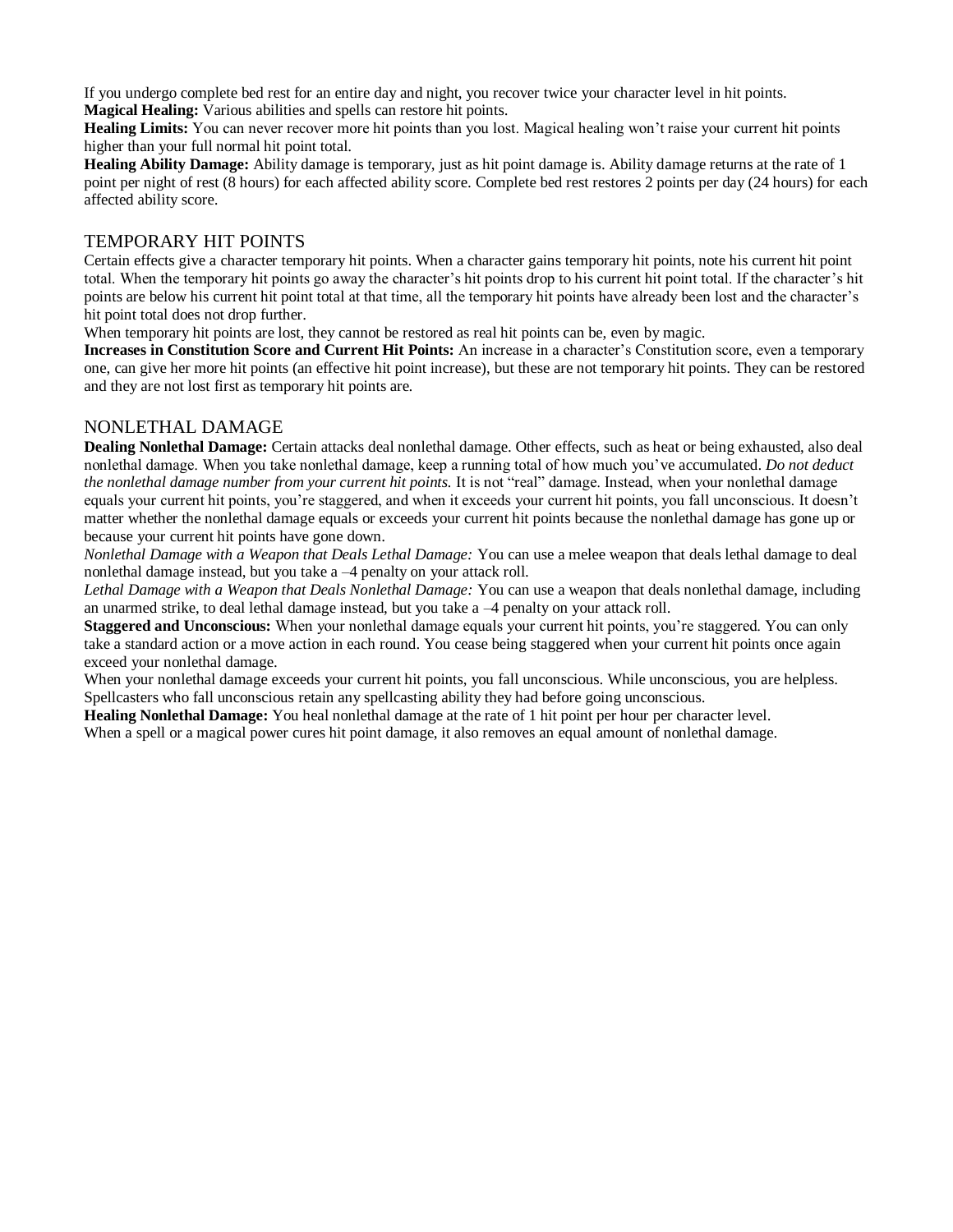If you undergo complete bed rest for an entire day and night, you recover twice your character level in hit points.

**Magical Healing:** Various abilities and spells can restore hit points.

**Healing Limits:** You can never recover more hit points than you lost. Magical healing won't raise your current hit points higher than your full normal hit point total.

**Healing Ability Damage:** Ability damage is temporary, just as hit point damage is. Ability damage returns at the rate of 1 point per night of rest (8 hours) for each affected ability score. Complete bed rest restores 2 points per day (24 hours) for each affected ability score.

## TEMPORARY HIT POINTS

Certain effects give a character temporary hit points. When a character gains temporary hit points, note his current hit point total. When the temporary hit points go away the character's hit points drop to his current hit point total. If the character's hit points are below his current hit point total at that time, all the temporary hit points have already been lost and the character's hit point total does not drop further.

When temporary hit points are lost, they cannot be restored as real hit points can be, even by magic.

**Increases in Constitution Score and Current Hit Points:** An increase in a character's Constitution score, even a temporary one, can give her more hit points (an effective hit point increase), but these are not temporary hit points. They can be restored and they are not lost first as temporary hit points are.

## NONLETHAL DAMAGE

**Dealing Nonlethal Damage:** Certain attacks deal nonlethal damage. Other effects, such as heat or being exhausted, also deal nonlethal damage. When you take nonlethal damage, keep a running total of how much you've accumulated. *Do not deduct the nonlethal damage number from your current hit points.* It is not "real" damage. Instead, when your nonlethal damage equals your current hit points, you're staggered, and when it exceeds your current hit points, you fall unconscious. It doesn't matter whether the nonlethal damage equals or exceeds your current hit points because the nonlethal damage has gone up or because your current hit points have gone down.

*Nonlethal Damage with a Weapon that Deals Lethal Damage:* You can use a melee weapon that deals lethal damage to deal nonlethal damage instead, but you take a –4 penalty on your attack roll.

*Lethal Damage with a Weapon that Deals Nonlethal Damage:* You can use a weapon that deals nonlethal damage, including an unarmed strike, to deal lethal damage instead, but you take a –4 penalty on your attack roll.

**Staggered and Unconscious:** When your nonlethal damage equals your current hit points, you're staggered. You can only take a standard action or a move action in each round. You cease being staggered when your current hit points once again exceed your nonlethal damage.

When your nonlethal damage exceeds your current hit points, you fall unconscious. While unconscious, you are helpless. Spellcasters who fall unconscious retain any spellcasting ability they had before going unconscious.

**Healing Nonlethal Damage:** You heal nonlethal damage at the rate of 1 hit point per hour per character level.

When a spell or a magical power cures hit point damage, it also removes an equal amount of nonlethal damage.